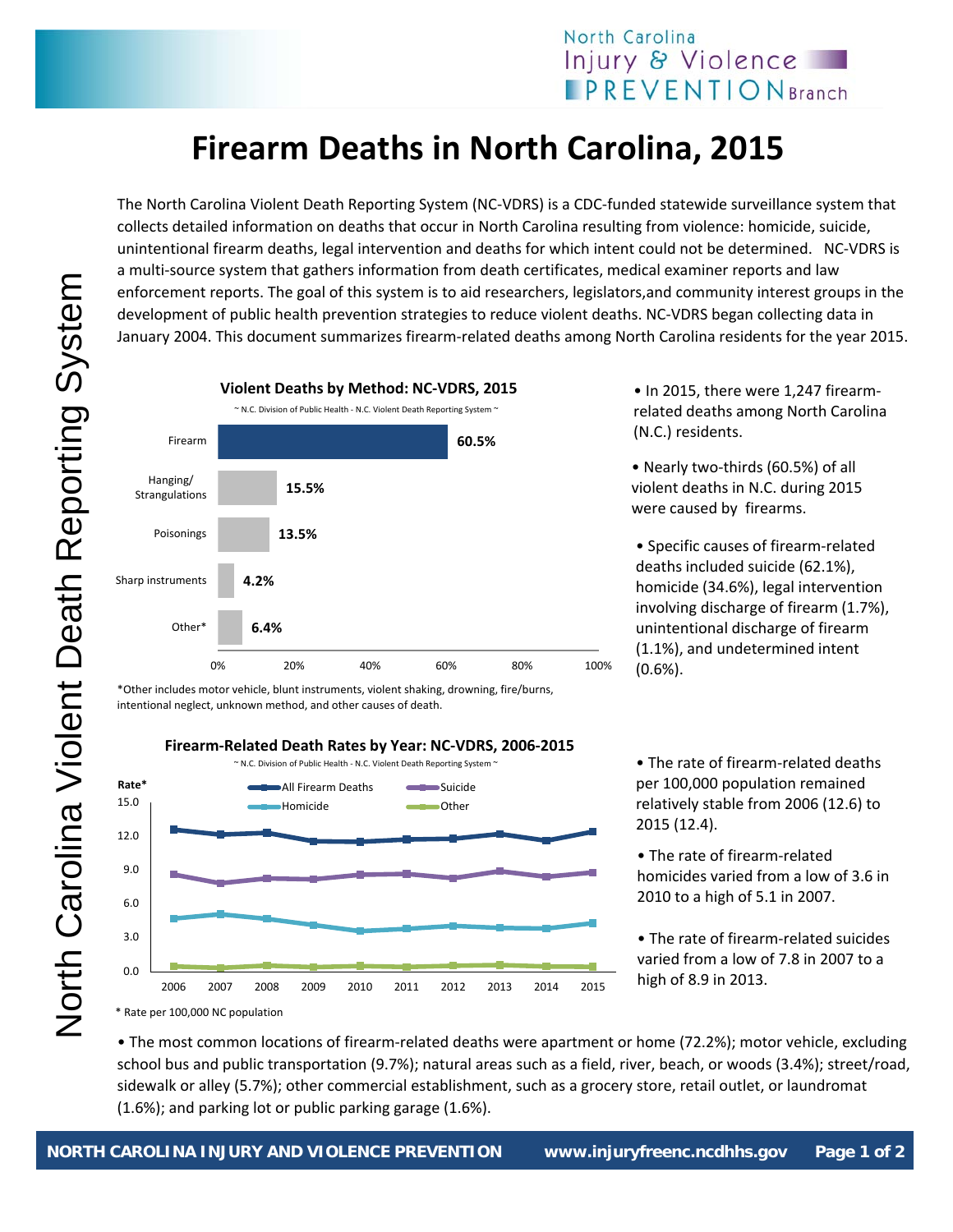# Firearm Deaths in North Carolina, 2015

The North Carolina Violent Death Reporting System (NC-VDRS) is a CDC-funded statewide surveillance system that collects detailed information on deaths that occur in North Carolina resulting from violence: homicide, suicide, unintentional firearm deaths, legal intervention and deaths for which intent could not be determined. NC-VDRS is a multi-source system that gathers information from death certificates, medical examiner reports and law enforcement reports. The goal of this system is to aid researchers, legislators,and community interest groups in the development of public health prevention strategies to reduce violent deaths. NC-VDRS began collecting data in January 2004. This document summarizes firearm-related deaths among North Carolina residents for the year 2015.

**Violent Deaths by Method: NC-VDRS, 2015**

~ N.C. Division of Public Health - N.C. Violent Death Reporting System ~

| Method | Percent |
|---|---|
| Firearm | 60.5% |
| Hanging/ Strangulations | 15.5% |
| Poisonings | 13.5% |
| Sharp instruments | 4.2% |
| Other* | 6.4% |

*Other includes motor vehicle, blunt instruments, violent shaking, drowning, fire/burns, intentional neglect, unknown method, and other causes of death.

- In 2015, there were 1,247 firearm-related deaths among North Carolina (N.C.) residents.
- Nearly two-thirds (60.5%) of all violent deaths in N.C. during 2015 were caused by firearms.
- Specific causes of firearm-related deaths included suicide (62.1%), homicide (34.6%), legal intervention involving discharge of firearm (1.7%), unintentional discharge of firearm (1.1%), and undetermined intent (0.6%).

**Firearm-Related Death Rates by Year: NC-VDRS, 2006-2015**

~ N.C. Division of Public Health - N.C. Violent Death Reporting System ~

(Series: All Firearm Deaths, Suicide, Homicide, Other; Rate* on y-axis 0.0–15.0; years 2006–2015)

\* Rate per 100,000 NC population

- The rate of firearm-related deaths per 100,000 population remained relatively stable from 2006 (12.6) to 2015 (12.4).
- The rate of firearm-related homicides varied from a low of 3.6 in 2010 to a high of 5.1 in 2007.
- The rate of firearm-related suicides varied from a low of 7.8 in 2007 to a high of 8.9 in 2013.

- The most common locations of firearm-related deaths were apartment or home (72.2%); motor vehicle, excluding school bus and public transportation (9.7%); natural areas such as a field, river, beach, or woods (3.4%); street/road, sidewalk or alley (5.7%); other commercial establishment, such as a grocery store, retail outlet, or laundromat (1.6%); and parking lot or public parking garage (1.6%).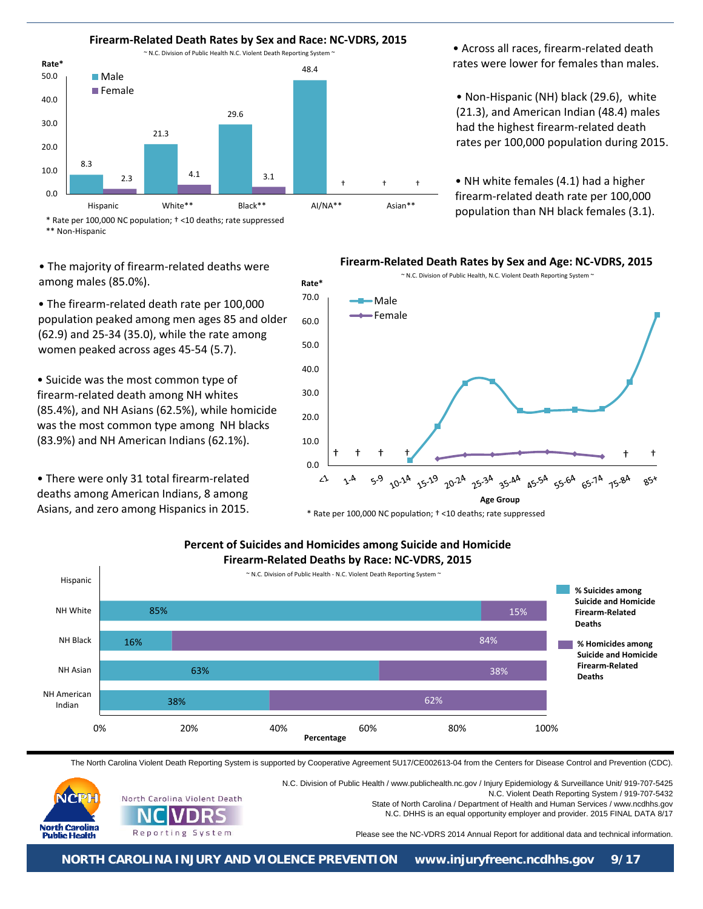## Firearm-Related Death Rates by Sex and Race: NC-VDRS, 2015

~ N.C. Division of Public Health N.C. Violent Death Reporting System ~

Rate*

50.0
40.0
30.0
20.0
10.0
0.0

Male
Female

8.3
2.3
21.3
4.1
29.6
3.1
48.4
†
†
†

Hispanic
White**
Black**
AI/NA**
Asian**

\* Rate per 100,000 NC population; † <10 deaths; rate suppressed
** Non-Hispanic

- Across all races, firearm-related death rates were lower for females than males.
- Non-Hispanic (NH) black (29.6), white (21.3), and American Indian (48.4) males had the highest firearm-related death rates per 100,000 population during 2015.
- NH white females (4.1) had a higher firearm-related death rate per 100,000 population than NH black females (3.1).

- The majority of firearm-related deaths were among males (85.0%).
- The firearm-related death rate per 100,000 population peaked among men ages 85 and older (62.9) and 25-34 (35.0), while the rate among women peaked across ages 45-54 (5.7).
- Suicide was the most common type of firearm-related death among NH whites (85.4%), and NH Asians (62.5%), while homicide was the most common type among NH blacks (83.9%) and NH American Indians (62.1%).
- There were only 31 total firearm-related deaths among American Indians, 8 among Asians, and zero among Hispanics in 2015.

## Firearm-Related Death Rates by Sex and Age: NC-VDRS, 2015

~ N.C. Division of Public Health, N.C. Violent Death Reporting System ~

Rate*

70.0
60.0
50.0
40.0
30.0
20.0
10.0
0.0

Male
Female

† † † † † †

<1
1-4
5-9
10-14
15-19
20-24
25-34
35-44
45-54
55-64
65-74
75-84
85+

Age Group

\* Rate per 100,000 NC population; † <10 deaths; rate suppressed

## Percent of Suicides and Homicides among Suicide and Homicide Firearm-Related Deaths by Race: NC-VDRS, 2015

~ N.C. Division of Public Health - N.C. Violent Death Reporting System ~

Hispanic
NH White
NH Black
NH Asian
NH American Indian

85%
15%
16%
84%
63%
38%
38%
62%

0%
20%
40%
60%
80%
100%

Percentage

% Suicides among Suicide and Homicide Firearm-Related Deaths

% Homicides among Suicide and Homicide Firearm-Related Deaths

The North Carolina Violent Death Reporting System is supported by Cooperative Agreement 5U17/CE002613-04 from the Centers for Disease Control and Prevention (CDC).

N.C. Division of Public Health / www.publichealth.nc.gov / Injury Epidemiology & Surveillance Unit/ 919-707-5425
N.C. Violent Death Reporting System / 919-707-5432
State of North Carolina / Department of Health and Human Services / www.ncdhhs.gov
N.C. DHHS is an equal opportunity employer and provider. 2015 FINAL DATA 8/17

Please see the NC-VDRS 2014 Annual Report for additional data and technical information.

NORTH CAROLINA INJURY AND VIOLENCE PREVENTION www.injuryfreenc.ncdhhs.gov